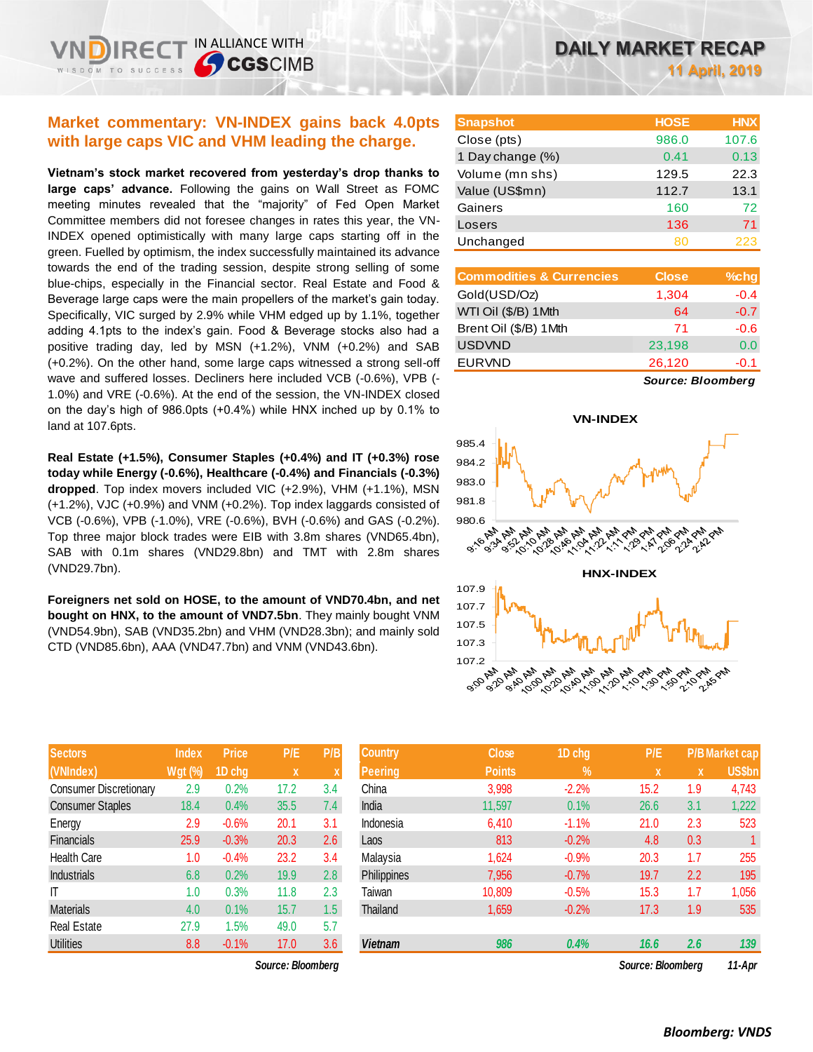# DAILY MARKET RECAP

11 April, 2019

## Market commentary: VN-INDEX gains back 4.0pts with large caps VIC and VHM leading the charge.

**Vietnam's stock market recovered from yesterday's drop thanks to large caps' advance.** Following the gains on Wall Street as FOMC meeting minutes revealed that the "majority" of Fed Open Market Committee members did not foresee changes in rates this year, the VN-INDEX opened optimistically with many large caps starting off in the green. Fuelled by optimism, the index successfully maintained its advance towards the end of the trading session, despite strong selling of some blue-chips, especially in the Financial sector. Real Estate and Food & Beverage large caps were the main propellers of the market's gain today. Specifically, VIC surged by 2.9% while VHM edged up by 1.1%, together adding 4.1pts to the index's gain. Food & Beverage stocks also had a positive trading day, led by MSN (+1.2%), VNM (+0.2%) and SAB (+0.2%). On the other hand, some large caps witnessed a strong sell-off wave and suffered losses. Decliners here included VCB (-0.6%), VPB (-1.0%) and VRE (-0.6%). At the end of the session, the VN-INDEX closed on the day's high of 986.0pts (+0.4%) while HNX inched up by 0.1% to land at 107.6pts.

**Real Estate (+1.5%), Consumer Staples (+0.4%) and IT (+0.3%) rose today while Energy (-0.6%), Healthcare (-0.4%) and Financials (-0.3%) dropped**. Top index movers included VIC (+2.9%), VHM (+1.1%), MSN (+1.2%), VJC (+0.9%) and VNM (+0.2%). Top index laggards consisted of VCB (-0.6%), VPB (-1.0%), VRE (-0.6%), BVH (-0.6%) and GAS (-0.2%). Top three major block trades were EIB with 3.8m shares (VND65.4bn), SAB with 0.1m shares (VND29.8bn) and TMT with 2.8m shares (VND29.7bn).

**Foreigners net sold on HOSE, to the amount of VND70.4bn, and net bought on HNX, to the amount of VND7.5bn**. They mainly bought VNM (VND54.9bn), SAB (VND35.2bn) and VHM (VND28.3bn); and mainly sold CTD (VND85.6bn), AAA (VND47.7bn) and VNM (VND43.6bn).

| Snapshot | HOSE | HNX |
|---|---|---|
| Close (pts) | 986.0 | 107.6 |
| 1 Day change (%) | 0.41 | 0.13 |
| Volume (mn shs) | 129.5 | 22.3 |
| Value (US$mn) | 112.7 | 13.1 |
| Gainers | 160 | 72 |
| Losers | 136 | 71 |
| Unchanged | 80 | 223 |

| Commodities & Currencies | Close | %chg |
|---|---|---|
| Gold(USD/Oz) | 1,304 | -0.4 |
| WTI Oil ($/B) 1Mth | 64 | -0.7 |
| Brent Oil ($/B) 1Mth | 71 | -0.6 |
| USDVND | 23,198 | 0.0 |
| EURVND | 26,120 | -0.1 |

*Source: Bloomberg*

VN-INDEX

HNX-INDEX

| Sectors (VNIndex) | Index Wgt (%) | Price 1D chg | P/E x | P/B x |
|---|---|---|---|---|
| Consumer Discretionary | 2.9 | 0.2% | 17.2 | 3.4 |
| Consumer Staples | 18.4 | 0.4% | 35.5 | 7.4 |
| Energy | 2.9 | -0.6% | 20.1 | 3.1 |
| Financials | 25.9 | -0.3% | 20.3 | 2.6 |
| Health Care | 1.0 | -0.4% | 23.2 | 3.4 |
| Industrials | 6.8 | 0.2% | 19.9 | 2.8 |
| IT | 1.0 | 0.3% | 11.8 | 2.3 |
| Materials | 4.0 | 0.1% | 15.7 | 1.5 |
| Real Estate | 27.9 | 1.5% | 49.0 | 5.7 |
| Utilities | 8.8 | -0.1% | 17.0 | 3.6 |

*Source: Bloomberg*

| Country Peering | Close Points | 1D chg % | P/E x | P/B x | Market cap US$bn |
|---|---|---|---|---|---|
| China | 3,998 | -2.2% | 15.2 | 1.9 | 4,743 |
| India | 11,597 | 0.1% | 26.6 | 3.1 | 1,222 |
| Indonesia | 6,410 | -1.1% | 21.0 | 2.3 | 523 |
| Laos | 813 | -0.2% | 4.8 | 0.3 | 1 |
| Malaysia | 1,624 | -0.9% | 20.3 | 1.7 | 255 |
| Philippines | 7,956 | -0.7% | 19.7 | 2.2 | 195 |
| Taiwan | 10,809 | -0.5% | 15.3 | 1.7 | 1,056 |
| Thailand | 1,659 | -0.2% | 17.3 | 1.9 | 535 |
| ***Vietnam*** | ***986*** | ***0.4%*** | ***16.6*** | ***2.6*** | ***139*** |

*Source: Bloomberg* *11-Apr*

***Bloomberg: VNDS***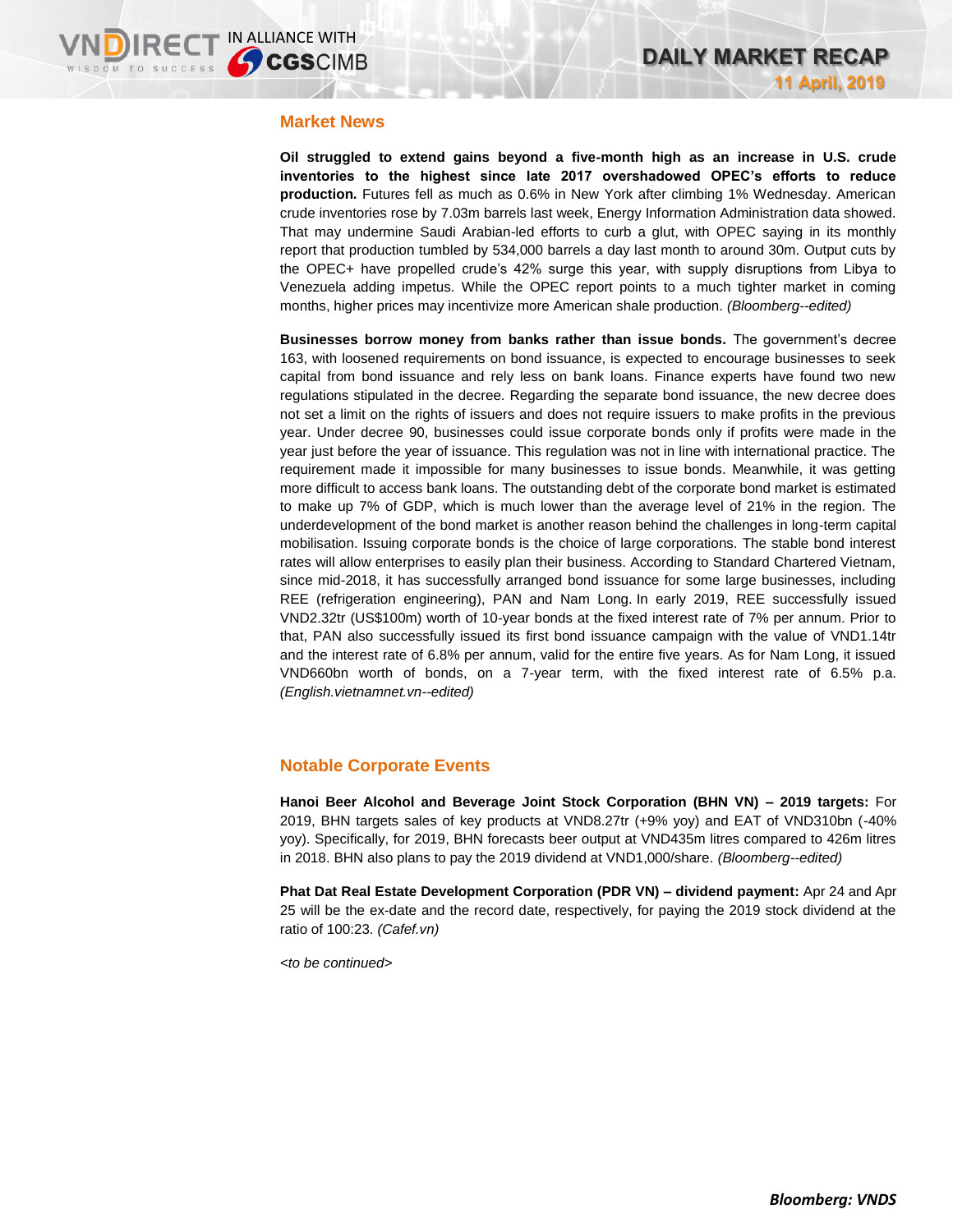## Market News

**Oil struggled to extend gains beyond a five-month high as an increase in U.S. crude inventories to the highest since late 2017 overshadowed OPEC's efforts to reduce production.** Futures fell as much as 0.6% in New York after climbing 1% Wednesday. American crude inventories rose by 7.03m barrels last week, Energy Information Administration data showed. That may undermine Saudi Arabian-led efforts to curb a glut, with OPEC saying in its monthly report that production tumbled by 534,000 barrels a day last month to around 30m. Output cuts by the OPEC+ have propelled crude's 42% surge this year, with supply disruptions from Libya to Venezuela adding impetus. While the OPEC report points to a much tighter market in coming months, higher prices may incentivize more American shale production. *(Bloomberg--edited)*

**Businesses borrow money from banks rather than issue bonds.** The government's decree 163, with loosened requirements on bond issuance, is expected to encourage businesses to seek capital from bond issuance and rely less on bank loans. Finance experts have found two new regulations stipulated in the decree. Regarding the separate bond issuance, the new decree does not set a limit on the rights of issuers and does not require issuers to make profits in the previous year. Under decree 90, businesses could issue corporate bonds only if profits were made in the year just before the year of issuance. This regulation was not in line with international practice. The requirement made it impossible for many businesses to issue bonds. Meanwhile, it was getting more difficult to access bank loans. The outstanding debt of the corporate bond market is estimated to make up 7% of GDP, which is much lower than the average level of 21% in the region. The underdevelopment of the bond market is another reason behind the challenges in long-term capital mobilisation. Issuing corporate bonds is the choice of large corporations. The stable bond interest rates will allow enterprises to easily plan their business. According to Standard Chartered Vietnam, since mid-2018, it has successfully arranged bond issuance for some large businesses, including REE (refrigeration engineering), PAN and Nam Long. In early 2019, REE successfully issued VND2.32tr (US$100m) worth of 10-year bonds at the fixed interest rate of 7% per annum. Prior to that, PAN also successfully issued its first bond issuance campaign with the value of VND1.14tr and the interest rate of 6.8% per annum, valid for the entire five years. As for Nam Long, it issued VND660bn worth of bonds, on a 7-year term, with the fixed interest rate of 6.5% p.a. *(English.vietnamnet.vn--edited)*

## Notable Corporate Events

**Hanoi Beer Alcohol and Beverage Joint Stock Corporation (BHN VN) – 2019 targets:** For 2019, BHN targets sales of key products at VND8.27tr (+9% yoy) and EAT of VND310bn (-40% yoy). Specifically, for 2019, BHN forecasts beer output at VND435m litres compared to 426m litres in 2018. BHN also plans to pay the 2019 dividend at VND1,000/share. *(Bloomberg--edited)*

**Phat Dat Real Estate Development Corporation (PDR VN) – dividend payment:** Apr 24 and Apr 25 will be the ex-date and the record date, respectively, for paying the 2019 stock dividend at the ratio of 100:23. *(Cafef.vn)*

*<to be continued>*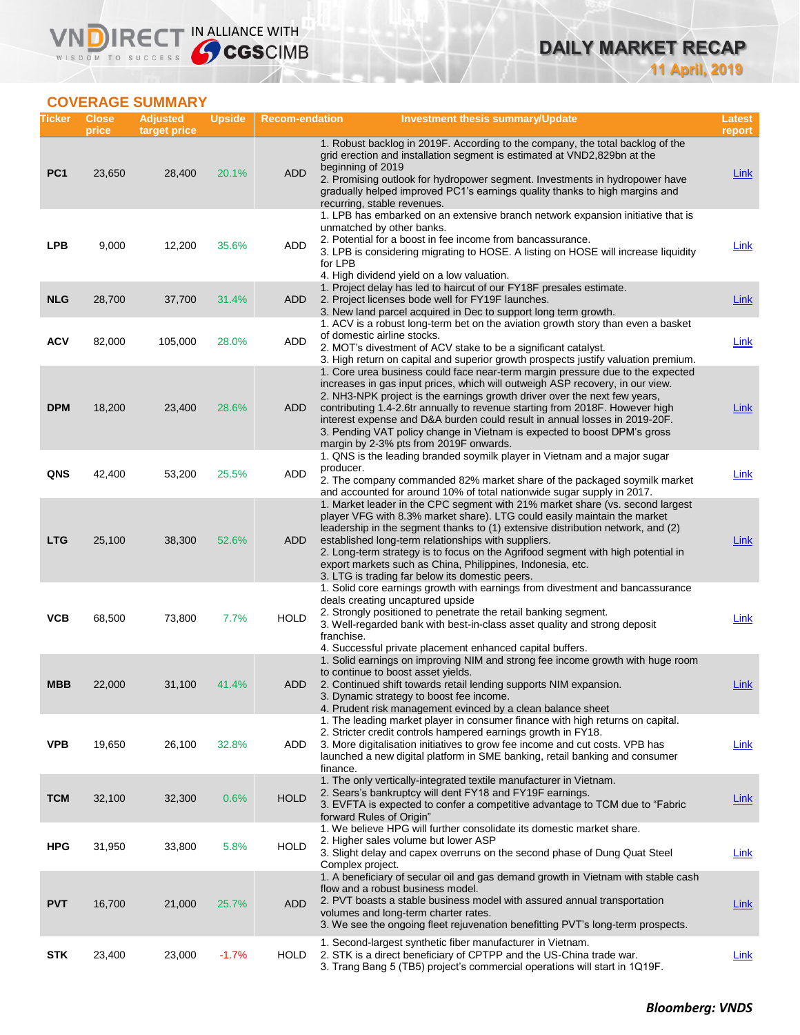## COVERAGE SUMMARY

| Ticker | Close price | Adjusted target price | Upside | Recom-endation | Investment thesis summary/Update | Latest report |
|---|---|---|---|---|---|---|
| PC1 | 23,650 | 28,400 | 20.1% | ADD | 1. Robust backlog in 2019F. According to the company, the total backlog of the grid erection and installation segment is estimated at VND2,829bn at the beginning of 2019<br>2. Promising outlook for hydropower segment. Investments in hydropower have gradually helped improved PC1's earnings quality thanks to high margins and recurring, stable revenues. | Link |
| LPB | 9,000 | 12,200 | 35.6% | ADD | 1. LPB has embarked on an extensive branch network expansion initiative that is unmatched by other banks.<br>2. Potential for a boost in fee income from bancassurance.<br>3. LPB is considering migrating to HOSE. A listing on HOSE will increase liquidity for LPB<br>4. High dividend yield on a low valuation. | Link |
| NLG | 28,700 | 37,700 | 31.4% | ADD | 1. Project delay has led to haircut of our FY18F presales estimate.<br>2. Project licenses bode well for FY19F launches.<br>3. New land parcel acquired in Dec to support long term growth. | Link |
| ACV | 82,000 | 105,000 | 28.0% | ADD | 1. ACV is a robust long-term bet on the aviation growth story than even a basket of domestic airline stocks.<br>2. MOT's divestment of ACV stake to be a significant catalyst.<br>3. High return on capital and superior growth prospects justify valuation premium. | Link |
| DPM | 18,200 | 23,400 | 28.6% | ADD | 1. Core urea business could face near-term margin pressure due to the expected increases in gas input prices, which will outweigh ASP recovery, in our view.<br>2. NH3-NPK project is the earnings growth driver over the next few years, contributing 1.4-2.6tr annually to revenue starting from 2018F. However high interest expense and D&A burden could result in annual losses in 2019-20F.<br>3. Pending VAT policy change in Vietnam is expected to boost DPM's gross margin by 2-3% pts from 2019F onwards. | Link |
| QNS | 42,400 | 53,200 | 25.5% | ADD | 1. QNS is the leading branded soymilk player in Vietnam and a major sugar producer.<br>2. The company commanded 82% market share of the packaged soymilk market and accounted for around 10% of total nationwide sugar supply in 2017. | Link |
| LTG | 25,100 | 38,300 | 52.6% | ADD | 1. Market leader in the CPC segment with 21% market share (vs. second largest player VFG with 8.3% market share). LTG could easily maintain the market leadership in the segment thanks to (1) extensive distribution network, and (2) established long-term relationships with suppliers.<br>2. Long-term strategy is to focus on the Agrifood segment with high potential in export markets such as China, Philippines, Indonesia, etc.<br>3. LTG is trading far below its domestic peers. | Link |
| VCB | 68,500 | 73,800 | 7.7% | HOLD | 1. Solid core earnings growth with earnings from divestment and bancassurance deals creating uncaptured upside<br>2. Strongly positioned to penetrate the retail banking segment.<br>3. Well-regarded bank with best-in-class asset quality and strong deposit franchise.<br>4. Successful private placement enhanced capital buffers. | Link |
| MBB | 22,000 | 31,100 | 41.4% | ADD | 1. Solid earnings on improving NIM and strong fee income growth with huge room to continue to boost asset yields.<br>2. Continued shift towards retail lending supports NIM expansion.<br>3. Dynamic strategy to boost fee income.<br>4. Prudent risk management evinced by a clean balance sheet | Link |
| VPB | 19,650 | 26,100 | 32.8% | ADD | 1. The leading market player in consumer finance with high returns on capital.<br>2. Stricter credit controls hampered earnings growth in FY18.<br>3. More digitalisation initiatives to grow fee income and cut costs. VPB has launched a new digital platform in SME banking, retail banking and consumer finance. | Link |
| TCM | 32,100 | 32,300 | 0.6% | HOLD | 1. The only vertically-integrated textile manufacturer in Vietnam.<br>2. Sears's bankruptcy will dent FY18 and FY19F earnings.<br>3. EVFTA is expected to confer a competitive advantage to TCM due to "Fabric forward Rules of Origin" | Link |
| HPG | 31,950 | 33,800 | 5.8% | HOLD | 1. We believe HPG will further consolidate its domestic market share.<br>2. Higher sales volume but lower ASP<br>3. Slight delay and capex overruns on the second phase of Dung Quat Steel Complex project. | Link |
| PVT | 16,700 | 21,000 | 25.7% | ADD | 1. A beneficiary of secular oil and gas demand growth in Vietnam with stable cash flow and a robust business model.<br>2. PVT boasts a stable business model with assured annual transportation volumes and long-term charter rates.<br>3. We see the ongoing fleet rejuvenation benefitting PVT's long-term prospects. | Link |
| STK | 23,400 | 23,000 | -1.7% | HOLD | 1. Second-largest synthetic fiber manufacturer in Vietnam.<br>2. STK is a direct beneficiary of CPTPP and the US-China trade war.<br>3. Trang Bang 5 (TB5) project's commercial operations will start in 1Q19F. | Link |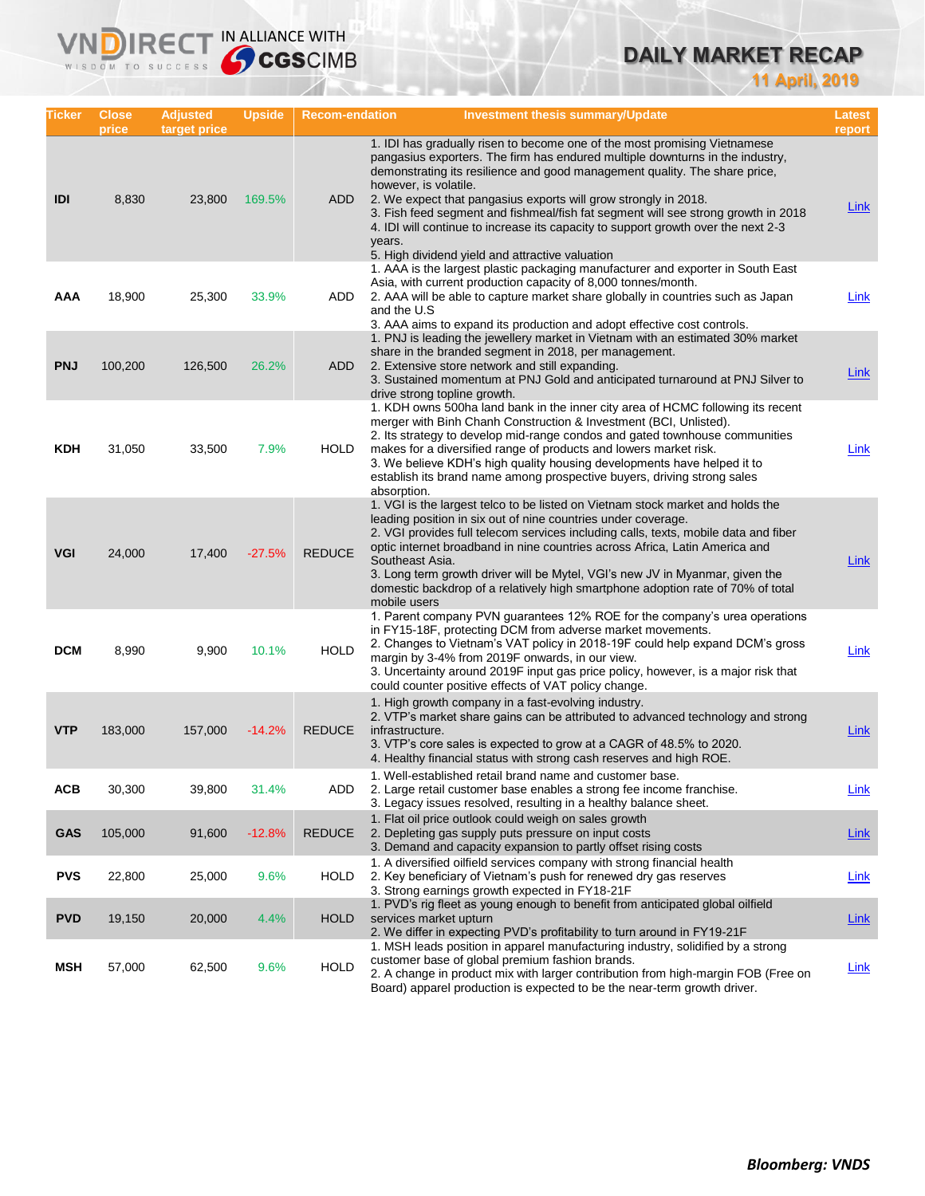# DAILY MARKET RECAP

**11 April, 2019**

| Ticker | Close price | Adjusted target price | Upside | Recom-endation | Investment thesis summary/Update | Latest report |
|---|---|---|---|---|---|---|
| IDI | 8,830 | 23,800 | 169.5% | ADD | 1. IDI has gradually risen to become one of the most promising Vietnamese pangasius exporters. The firm has endured multiple downturns in the industry, demonstrating its resilience and good management quality. The share price, however, is volatile.<br>2. We expect that pangasius exports will grow strongly in 2018.<br>3. Fish feed segment and fishmeal/fish fat segment will see strong growth in 2018<br>4. IDI will continue to increase its capacity to support growth over the next 2-3 years.<br>5. High dividend yield and attractive valuation | Link |
| AAA | 18,900 | 25,300 | 33.9% | ADD | 1. AAA is the largest plastic packaging manufacturer and exporter in South East Asia, with current production capacity of 8,000 tonnes/month.<br>2. AAA will be able to capture market share globally in countries such as Japan and the U.S<br>3. AAA aims to expand its production and adopt effective cost controls. | Link |
| PNJ | 100,200 | 126,500 | 26.2% | ADD | 1. PNJ is leading the jewellery market in Vietnam with an estimated 30% market share in the branded segment in 2018, per management.<br>2. Extensive store network and still expanding.<br>3. Sustained momentum at PNJ Gold and anticipated turnaround at PNJ Silver to drive strong topline growth. | Link |
| KDH | 31,050 | 33,500 | 7.9% | HOLD | 1. KDH owns 500ha land bank in the inner city area of HCMC following its recent merger with Binh Chanh Construction & Investment (BCI, Unlisted).<br>2. Its strategy to develop mid-range condos and gated townhouse communities makes for a diversified range of products and lowers market risk.<br>3. We believe KDH's high quality housing developments have helped it to establish its brand name among prospective buyers, driving strong sales absorption. | Link |
| VGI | 24,000 | 17,400 | -27.5% | REDUCE | 1. VGI is the largest telco to be listed on Vietnam stock market and holds the leading position in six out of nine countries under coverage.<br>2. VGI provides full telecom services including calls, texts, mobile data and fiber optic internet broadband in nine countries across Africa, Latin America and Southeast Asia.<br>3. Long term growth driver will be Mytel, VGI's new JV in Myanmar, given the domestic backdrop of a relatively high smartphone adoption rate of 70% of total mobile users | Link |
| DCM | 8,990 | 9,900 | 10.1% | HOLD | 1. Parent company PVN guarantees 12% ROE for the company's urea operations in FY15-18F, protecting DCM from adverse market movements.<br>2. Changes to Vietnam's VAT policy in 2018-19F could help expand DCM's gross margin by 3-4% from 2019F onwards, in our view.<br>3. Uncertainty around 2019F input gas price policy, however, is a major risk that could counter positive effects of VAT policy change. | Link |
| VTP | 183,000 | 157,000 | -14.2% | REDUCE | 1. High growth company in a fast-evolving industry.<br>2. VTP's market share gains can be attributed to advanced technology and strong infrastructure.<br>3. VTP's core sales is expected to grow at a CAGR of 48.5% to 2020.<br>4. Healthy financial status with strong cash reserves and high ROE. | Link |
| ACB | 30,300 | 39,800 | 31.4% | ADD | 1. Well-established retail brand name and customer base.<br>2. Large retail customer base enables a strong fee income franchise.<br>3. Legacy issues resolved, resulting in a healthy balance sheet. | Link |
| GAS | 105,000 | 91,600 | -12.8% | REDUCE | 1. Flat oil price outlook could weigh on sales growth<br>2. Depleting gas supply puts pressure on input costs<br>3. Demand and capacity expansion to partly offset rising costs | Link |
| PVS | 22,800 | 25,000 | 9.6% | HOLD | 1. A diversified oilfield services company with strong financial health<br>2. Key beneficiary of Vietnam's push for renewed dry gas reserves<br>3. Strong earnings growth expected in FY18-21F | Link |
| PVD | 19,150 | 20,000 | 4.4% | HOLD | 1. PVD's rig fleet as young enough to benefit from anticipated global oilfield services market upturn<br>2. We differ in expecting PVD's profitability to turn around in FY19-21F | Link |
| MSH | 57,000 | 62,500 | 9.6% | HOLD | 1. MSH leads position in apparel manufacturing industry, solidified by a strong customer base of global premium fashion brands.<br>2. A change in product mix with larger contribution from high-margin FOB (Free on Board) apparel production is expected to be the near-term growth driver. | Link |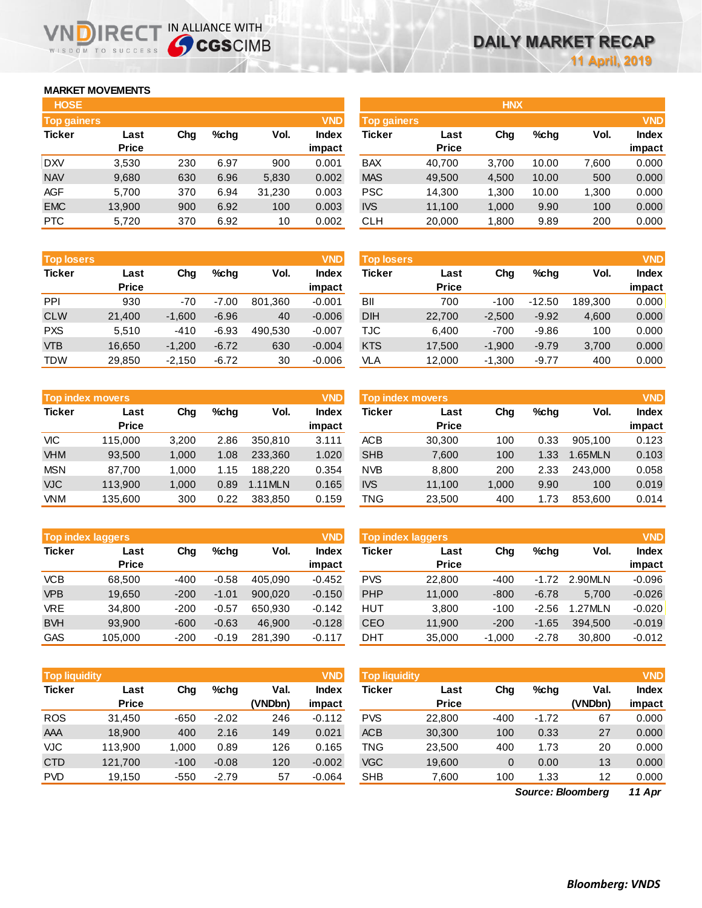# DAILY MARKET RECAP

11 April, 2019

## MARKET MOVEMENTS

### HOSE

**Top gainers** (VND)

| Ticker | Last Price | Chg | %chg | Vol. | Index impact |
|---|---|---|---|---|---|
| DXV | 3,530 | 230 | 6.97 | 900 | 0.001 |
| NAV | 9,680 | 630 | 6.96 | 5,830 | 0.002 |
| AGF | 5,700 | 370 | 6.94 | 31,230 | 0.003 |
| EMC | 13,900 | 900 | 6.92 | 100 | 0.003 |
| PTC | 5,720 | 370 | 6.92 | 10 | 0.002 |

**Top losers** (VND)

| Ticker | Last Price | Chg | %chg | Vol. | Index impact |
|---|---|---|---|---|---|
| PPI | 930 | -70 | -7.00 | 801,360 | -0.001 |
| CLW | 21,400 | -1,600 | -6.96 | 40 | -0.006 |
| PXS | 5,510 | -410 | -6.93 | 490,530 | -0.007 |
| VTB | 16,650 | -1,200 | -6.72 | 630 | -0.004 |
| TDW | 29,850 | -2,150 | -6.72 | 30 | -0.006 |

**Top index movers** (VND)

| Ticker | Last Price | Chg | %chg | Vol. | Index impact |
|---|---|---|---|---|---|
| VIC | 115,000 | 3,200 | 2.86 | 350,810 | 3.111 |
| VHM | 93,500 | 1,000 | 1.08 | 233,360 | 1.020 |
| MSN | 87,700 | 1,000 | 1.15 | 188,220 | 0.354 |
| VJC | 113,900 | 1,000 | 0.89 | 1.11MLN | 0.165 |
| VNM | 135,600 | 300 | 0.22 | 383,850 | 0.159 |

**Top index laggers** (VND)

| Ticker | Last Price | Chg | %chg | Vol. | Index impact |
|---|---|---|---|---|---|
| VCB | 68,500 | -400 | -0.58 | 405,090 | -0.452 |
| VPB | 19,650 | -200 | -1.01 | 900,020 | -0.150 |
| VRE | 34,800 | -200 | -0.57 | 650,930 | -0.142 |
| BVH | 93,900 | -600 | -0.63 | 46,900 | -0.128 |
| GAS | 105,000 | -200 | -0.19 | 281,390 | -0.117 |

**Top liquidity** (VND)

| Ticker | Last Price | Chg | %chg | Val. (VNDbn) | Index impact |
|---|---|---|---|---|---|
| ROS | 31,450 | -650 | -2.02 | 246 | -0.112 |
| AAA | 18,900 | 400 | 2.16 | 149 | 0.021 |
| VJC | 113,900 | 1,000 | 0.89 | 126 | 0.165 |
| CTD | 121,700 | -100 | -0.08 | 120 | -0.002 |
| PVD | 19,150 | -550 | -2.79 | 57 | -0.064 |

### HNX

**Top gainers** (VND)

| Ticker | Last Price | Chg | %chg | Vol. | Index impact |
|---|---|---|---|---|---|
| BAX | 40,700 | 3,700 | 10.00 | 7,600 | 0.000 |
| MAS | 49,500 | 4,500 | 10.00 | 500 | 0.000 |
| PSC | 14,300 | 1,300 | 10.00 | 1,300 | 0.000 |
| IVS | 11,100 | 1,000 | 9.90 | 100 | 0.000 |
| CLH | 20,000 | 1,800 | 9.89 | 200 | 0.000 |

**Top losers** (VND)

| Ticker | Last Price | Chg | %chg | Vol. | Index impact |
|---|---|---|---|---|---|
| BII | 700 | -100 | -12.50 | 189,300 | 0.000 |
| DIH | 22,700 | -2,500 | -9.92 | 4,600 | 0.000 |
| TJC | 6,400 | -700 | -9.86 | 100 | 0.000 |
| KTS | 17,500 | -1,900 | -9.79 | 3,700 | 0.000 |
| VLA | 12,000 | -1,300 | -9.77 | 400 | 0.000 |

**Top index movers** (VND)

| Ticker | Last Price | Chg | %chg | Vol. | Index impact |
|---|---|---|---|---|---|
| ACB | 30,300 | 100 | 0.33 | 905,100 | 0.123 |
| SHB | 7,600 | 100 | 1.33 | 1.65MLN | 0.103 |
| NVB | 8,800 | 200 | 2.33 | 243,000 | 0.058 |
| IVS | 11,100 | 1,000 | 9.90 | 100 | 0.019 |
| TNG | 23,500 | 400 | 1.73 | 853,600 | 0.014 |

**Top index laggers** (VND)

| Ticker | Last Price | Chg | %chg | Vol. | Index impact |
|---|---|---|---|---|---|
| PVS | 22,800 | -400 | -1.72 | 2.90MLN | -0.096 |
| PHP | 11,000 | -800 | -6.78 | 5,700 | -0.026 |
| HUT | 3,800 | -100 | -2.56 | 1.27MLN | -0.020 |
| CEO | 11,900 | -200 | -1.65 | 394,500 | -0.019 |
| DHT | 35,000 | -1,000 | -2.78 | 30,800 | -0.012 |

**Top liquidity** (VND)

| Ticker | Last Price | Chg | %chg | Val. (VNDbn) | Index impact |
|---|---|---|---|---|---|
| PVS | 22,800 | -400 | -1.72 | 67 | 0.000 |
| ACB | 30,300 | 100 | 0.33 | 27 | 0.000 |
| TNG | 23,500 | 400 | 1.73 | 20 | 0.000 |
| VGC | 19,600 | 0 | 0.00 | 13 | 0.000 |
| SHB | 7,600 | 100 | 1.33 | 12 | 0.000 |

*Source: Bloomberg* *11 Apr*

***Bloomberg: VNDS***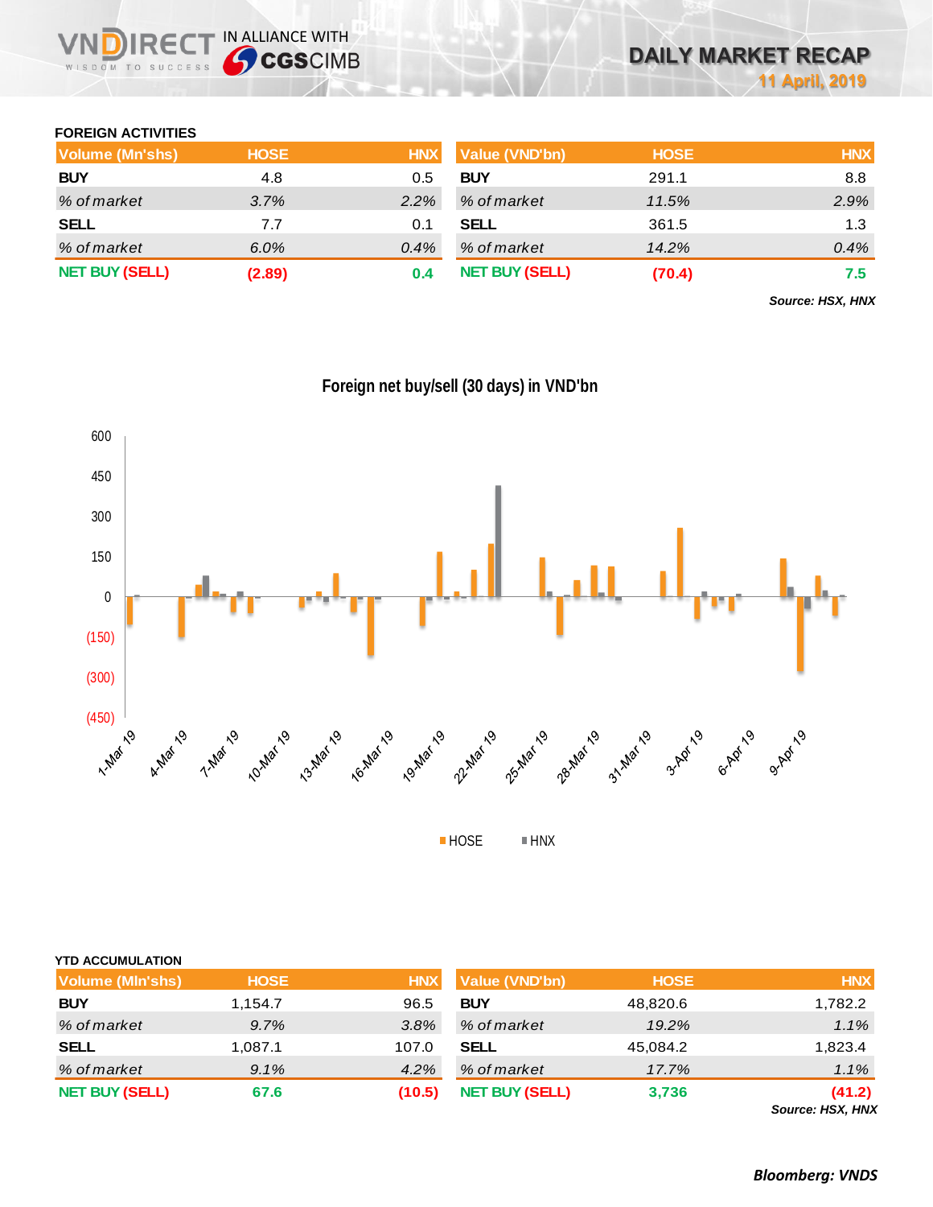# DAILY MARKET RECAP

11 April, 2019

### FOREIGN ACTIVITIES

| Volume (Mn'shs) | HOSE | HNX |
|---|---|---|
| **BUY** | 4.8 | 0.5 |
| *% of market* | *3.7%* | *2.2%* |
| **SELL** | 7.7 | 0.1 |
| *% of market* | *6.0%* | *0.4%* |
| **NET BUY (SELL)** | **(2.89)** | **0.4** |

| Value (VND'bn) | HOSE | HNX |
|---|---|---|
| **BUY** | 291.1 | 8.8 |
| *% of market* | *11.5%* | *2.9%* |
| **SELL** | 361.5 | 1.3 |
| *% of market* | *14.2%* | *0.4%* |
| **NET BUY (SELL)** | **(70.4)** | **7.5** |

***Source: HSX, HNX***

**Foreign net buy/sell (30 days) in VND'bn**

HOSE HNX

### YTD ACCUMULATION

| Volume (MIn'shs) | HOSE | HNX |
|---|---|---|
| **BUY** | 1,154.7 | 96.5 |
| *% of market* | *9.7%* | *3.8%* |
| **SELL** | 1,087.1 | 107.0 |
| *% of market* | *9.1%* | *4.2%* |
| **NET BUY (SELL)** | **67.6** | **(10.5)** |

| Value (VND'bn) | HOSE | HNX |
|---|---|---|
| **BUY** | 48,820.6 | 1,782.2 |
| *% of market* | *19.2%* | *1.1%* |
| **SELL** | 45,084.2 | 1,823.4 |
| *% of market* | *17.7%* | *1.1%* |
| **NET BUY (SELL)** | **3,736** | **(41.2)** |

***Source: HSX, HNX***

***Bloomberg: VNDS***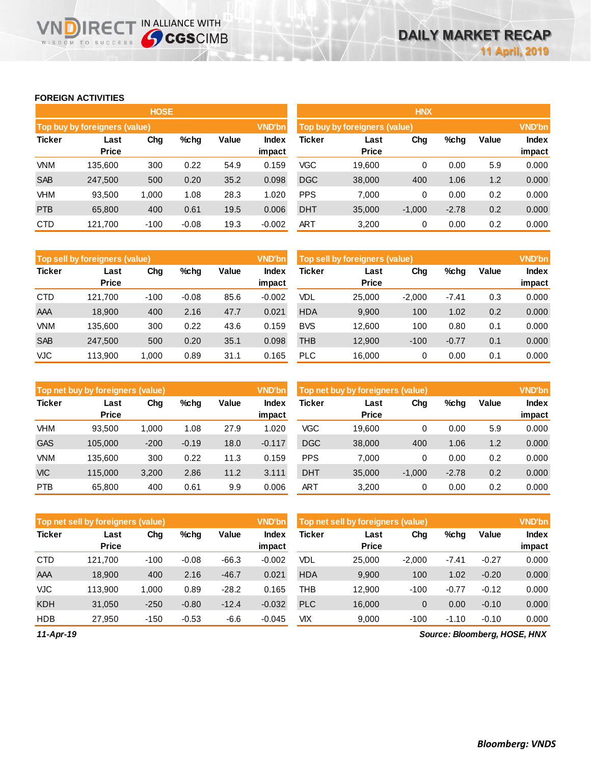## FOREIGN ACTIVITIES

### HOSE

| Top buy by foreigners (value) | | | | | VND'bn |
|---|---|---|---|---|---|
| Ticker | Last Price | Chg | %chg | Value | Index impact |
| VNM | 135,600 | 300 | 0.22 | 54.9 | 0.159 |
| SAB | 247,500 | 500 | 0.20 | 35.2 | 0.098 |
| VHM | 93,500 | 1,000 | 1.08 | 28.3 | 1.020 |
| PTB | 65,800 | 400 | 0.61 | 19.5 | 0.006 |
| CTD | 121,700 | -100 | -0.08 | 19.3 | -0.002 |

| Top sell by foreigners (value) | | | | | VND'bn |
|---|---|---|---|---|---|
| Ticker | Last Price | Chg | %chg | Value | Index impact |
| CTD | 121,700 | -100 | -0.08 | 85.6 | -0.002 |
| AAA | 18,900 | 400 | 2.16 | 47.7 | 0.021 |
| VNM | 135,600 | 300 | 0.22 | 43.6 | 0.159 |
| SAB | 247,500 | 500 | 0.20 | 35.1 | 0.098 |
| VJC | 113,900 | 1,000 | 0.89 | 31.1 | 0.165 |

| Top net buy by foreigners (value) | | | | | VND'bn |
|---|---|---|---|---|---|
| Ticker | Last Price | Chg | %chg | Value | Index impact |
| VHM | 93,500 | 1,000 | 1.08 | 27.9 | 1.020 |
| GAS | 105,000 | -200 | -0.19 | 18.0 | -0.117 |
| VNM | 135,600 | 300 | 0.22 | 11.3 | 0.159 |
| VIC | 115,000 | 3,200 | 2.86 | 11.2 | 3.111 |
| PTB | 65,800 | 400 | 0.61 | 9.9 | 0.006 |

| Top net sell by foreigners (value) | | | | | VND'bn |
|---|---|---|---|---|---|
| Ticker | Last Price | Chg | %chg | Value | Index impact |
| CTD | 121,700 | -100 | -0.08 | -66.3 | -0.002 |
| AAA | 18,900 | 400 | 2.16 | -46.7 | 0.021 |
| VJC | 113,900 | 1,000 | 0.89 | -28.2 | 0.165 |
| KDH | 31,050 | -250 | -0.80 | -12.4 | -0.032 |
| HDB | 27,950 | -150 | -0.53 | -6.6 | -0.045 |

### HNX

| Top buy by foreigners (value) | | | | | VND'bn |
|---|---|---|---|---|---|
| Ticker | Last Price | Chg | %chg | Value | Index impact |
| VGC | 19,600 | 0 | 0.00 | 5.9 | 0.000 |
| DGC | 38,000 | 400 | 1.06 | 1.2 | 0.000 |
| PPS | 7,000 | 0 | 0.00 | 0.2 | 0.000 |
| DHT | 35,000 | -1,000 | -2.78 | 0.2 | 0.000 |
| ART | 3,200 | 0 | 0.00 | 0.2 | 0.000 |

| Top sell by foreigners (value) | | | | | VND'bn |
|---|---|---|---|---|---|
| Ticker | Last Price | Chg | %chg | Value | Index impact |
| VDL | 25,000 | -2,000 | -7.41 | 0.3 | 0.000 |
| HDA | 9,900 | 100 | 1.02 | 0.2 | 0.000 |
| BVS | 12,600 | 100 | 0.80 | 0.1 | 0.000 |
| THB | 12,900 | -100 | -0.77 | 0.1 | 0.000 |
| PLC | 16,000 | 0 | 0.00 | 0.1 | 0.000 |

| Top net buy by foreigners (value) | | | | | VND'bn |
|---|---|---|---|---|---|
| Ticker | Last Price | Chg | %chg | Value | Index impact |
| VGC | 19,600 | 0 | 0.00 | 5.9 | 0.000 |
| DGC | 38,000 | 400 | 1.06 | 1.2 | 0.000 |
| PPS | 7,000 | 0 | 0.00 | 0.2 | 0.000 |
| DHT | 35,000 | -1,000 | -2.78 | 0.2 | 0.000 |
| ART | 3,200 | 0 | 0.00 | 0.2 | 0.000 |

| Top net sell by foreigners (value) | | | | | VND'bn |
|---|---|---|---|---|---|
| Ticker | Last Price | Chg | %chg | Value | Index impact |
| VDL | 25,000 | -2,000 | -7.41 | -0.27 | 0.000 |
| HDA | 9,900 | 100 | 1.02 | -0.20 | 0.000 |
| THB | 12,900 | -100 | -0.77 | -0.12 | 0.000 |
| PLC | 16,000 | 0 | 0.00 | -0.10 | 0.000 |
| VIX | 9,000 | -100 | -1.10 | -0.10 | 0.000 |

*11-Apr-19*

*Source: Bloomberg, HOSE, HNX*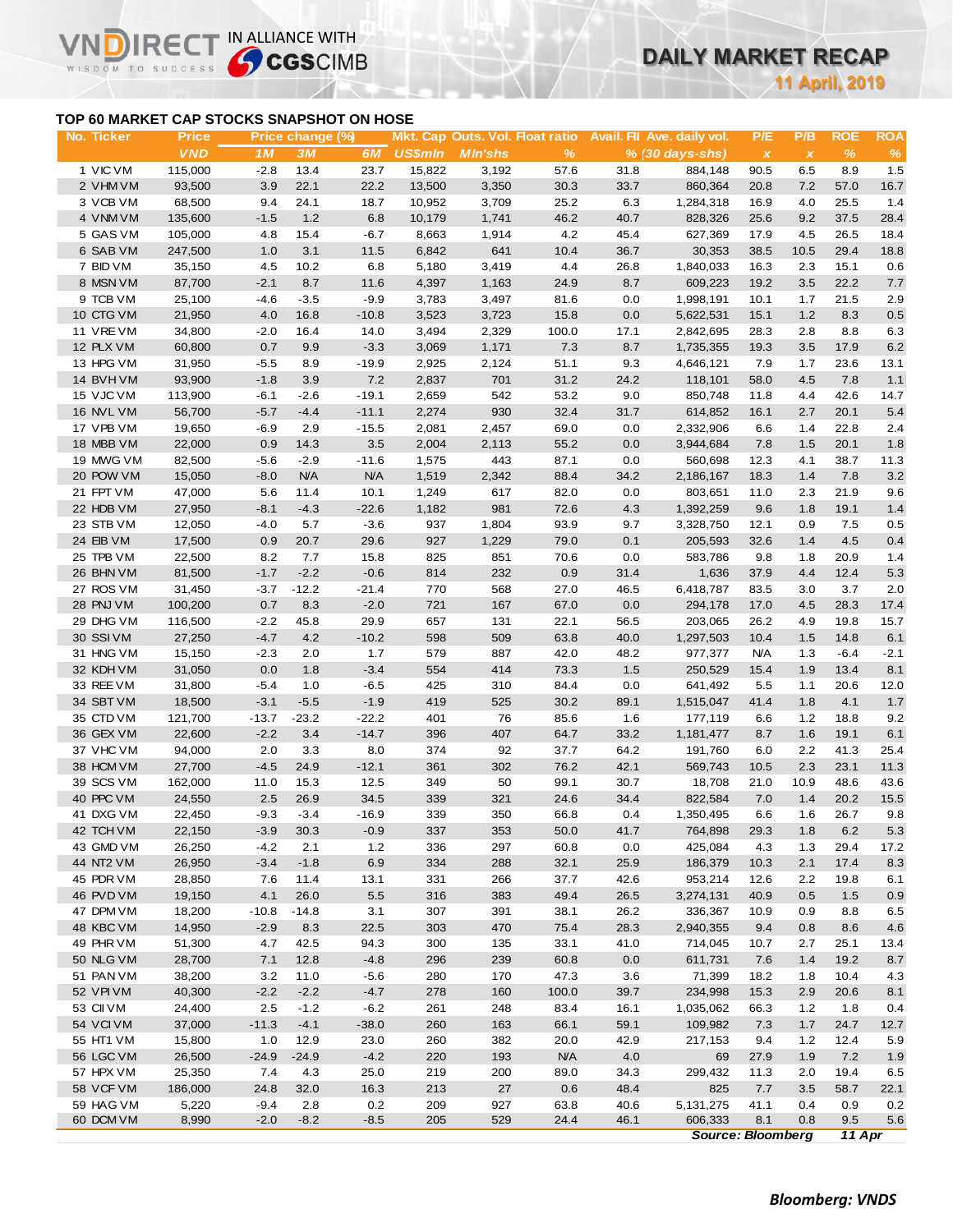## TOP 60 MARKET CAP STOCKS SNAPSHOT ON HOSE

| No. | Ticker | Price | Price change (%) | | | Mkt. Cap | Outs. Vol. | Float ratio | Avail. FII | Ave. daily vol. | P/E | P/B | ROE | ROA |
|---|---|---|---|---|---|---|---|---|---|---|---|---|---|---|
| | | VND | 1M | 3M | 6M | US$mln | Mln'shs | % | % | (30 days-shs) | x | x | % | % |
| 1 | VIC VM | 115,000 | -2.8 | 13.4 | 23.7 | 15,822 | 3,192 | 57.6 | 31.8 | 884,148 | 90.5 | 6.5 | 8.9 | 1.5 |
| 2 | VHM VM | 93,500 | 3.9 | 22.1 | 22.2 | 13,500 | 3,350 | 30.3 | 33.7 | 860,364 | 20.8 | 7.2 | 57.0 | 16.7 |
| 3 | VCB VM | 68,500 | 9.4 | 24.1 | 18.7 | 10,952 | 3,709 | 25.2 | 6.3 | 1,284,318 | 16.9 | 4.0 | 25.5 | 1.4 |
| 4 | VNM VM | 135,600 | -1.5 | 1.2 | 6.8 | 10,179 | 1,741 | 46.2 | 40.7 | 828,326 | 25.6 | 9.2 | 37.5 | 28.4 |
| 5 | GAS VM | 105,000 | 4.8 | 15.4 | -6.7 | 8,663 | 1,914 | 4.2 | 45.4 | 627,369 | 17.9 | 4.5 | 26.5 | 18.4 |
| 6 | SAB VM | 247,500 | 1.0 | 3.1 | 11.5 | 6,842 | 641 | 10.4 | 36.7 | 30,353 | 38.5 | 10.5 | 29.4 | 18.8 |
| 7 | BID VM | 35,150 | 4.5 | 10.2 | 6.8 | 5,180 | 3,419 | 4.4 | 26.8 | 1,840,033 | 16.3 | 2.3 | 15.1 | 0.6 |
| 8 | MSN VM | 87,700 | -2.1 | 8.7 | 11.6 | 4,397 | 1,163 | 24.9 | 8.7 | 609,223 | 19.2 | 3.5 | 22.2 | 7.7 |
| 9 | TCB VM | 25,100 | -4.6 | -3.5 | -9.9 | 3,783 | 3,497 | 81.6 | 0.0 | 1,998,191 | 10.1 | 1.7 | 21.5 | 2.9 |
| 10 | CTG VM | 21,950 | 4.0 | 16.8 | -10.8 | 3,523 | 3,723 | 15.8 | 0.0 | 5,622,531 | 15.1 | 1.2 | 8.3 | 0.5 |
| 11 | VRE VM | 34,800 | -2.0 | 16.4 | 14.0 | 3,494 | 2,329 | 100.0 | 17.1 | 2,842,695 | 28.3 | 2.8 | 8.8 | 6.3 |
| 12 | PLX VM | 60,800 | 0.7 | 9.9 | -3.3 | 3,069 | 1,171 | 7.3 | 8.7 | 1,735,355 | 19.3 | 3.5 | 17.9 | 6.2 |
| 13 | HPG VM | 31,950 | -5.5 | 8.9 | -19.9 | 2,925 | 2,124 | 51.1 | 9.3 | 4,646,121 | 7.9 | 1.7 | 23.6 | 13.1 |
| 14 | BVH VM | 93,900 | -1.8 | 3.9 | 7.2 | 2,837 | 701 | 31.2 | 24.2 | 118,101 | 58.0 | 4.5 | 7.8 | 1.1 |
| 15 | VJC VM | 113,900 | -6.1 | -2.6 | -19.1 | 2,659 | 542 | 53.2 | 9.0 | 850,748 | 11.8 | 4.4 | 42.6 | 14.7 |
| 16 | NVL VM | 56,700 | -5.7 | -4.4 | -11.1 | 2,274 | 930 | 32.4 | 31.7 | 614,852 | 16.1 | 2.7 | 20.1 | 5.4 |
| 17 | VPB VM | 19,650 | -6.9 | 2.9 | -15.5 | 2,081 | 2,457 | 69.0 | 0.0 | 2,332,906 | 6.6 | 1.4 | 22.8 | 2.4 |
| 18 | MBB VM | 22,000 | 0.9 | 14.3 | 3.5 | 2,004 | 2,113 | 55.2 | 0.0 | 3,944,684 | 7.8 | 1.5 | 20.1 | 1.8 |
| 19 | MWG VM | 82,500 | -5.6 | -2.9 | -11.6 | 1,575 | 443 | 87.1 | 0.0 | 560,698 | 12.3 | 4.1 | 38.7 | 11.3 |
| 20 | POW VM | 15,050 | -8.0 | N/A | N/A | 1,519 | 2,342 | 88.4 | 34.2 | 2,186,167 | 18.3 | 1.4 | 7.8 | 3.2 |
| 21 | FPT VM | 47,000 | 5.6 | 11.4 | 10.1 | 1,249 | 617 | 82.0 | 0.0 | 803,651 | 11.0 | 2.3 | 21.9 | 9.6 |
| 22 | HDB VM | 27,950 | -8.1 | -4.3 | -22.6 | 1,182 | 981 | 72.6 | 4.3 | 1,392,259 | 9.6 | 1.8 | 19.1 | 1.4 |
| 23 | STB VM | 12,050 | -4.0 | 5.7 | -3.6 | 937 | 1,804 | 93.9 | 9.7 | 3,328,750 | 12.1 | 0.9 | 7.5 | 0.5 |
| 24 | EIB VM | 17,500 | 0.9 | 20.7 | 29.6 | 927 | 1,229 | 79.0 | 0.1 | 205,593 | 32.6 | 1.4 | 4.5 | 0.4 |
| 25 | TPB VM | 22,500 | 8.2 | 7.7 | 15.8 | 825 | 851 | 70.6 | 0.0 | 583,786 | 9.8 | 1.8 | 20.9 | 1.4 |
| 26 | BHN VM | 81,500 | -1.7 | -2.2 | -0.6 | 814 | 232 | 0.9 | 31.4 | 1,636 | 37.9 | 4.4 | 12.4 | 5.3 |
| 27 | ROS VM | 31,450 | -3.7 | -12.2 | -21.4 | 770 | 568 | 27.0 | 46.5 | 6,418,787 | 83.5 | 3.0 | 3.7 | 2.0 |
| 28 | PNJ VM | 100,200 | 0.7 | 8.3 | -2.0 | 721 | 167 | 67.0 | 0.0 | 294,178 | 17.0 | 4.5 | 28.3 | 17.4 |
| 29 | DHG VM | 116,500 | -2.2 | 45.8 | 29.9 | 657 | 131 | 22.1 | 56.5 | 203,065 | 26.2 | 4.9 | 19.8 | 15.7 |
| 30 | SSI VM | 27,250 | -4.7 | 4.2 | -10.2 | 598 | 509 | 63.8 | 40.0 | 1,297,503 | 10.4 | 1.5 | 14.8 | 6.1 |
| 31 | HNG VM | 15,150 | -2.3 | 2.0 | 1.7 | 579 | 887 | 42.0 | 48.2 | 977,377 | N/A | 1.3 | -6.4 | -2.1 |
| 32 | KDH VM | 31,050 | 0.0 | 1.8 | -3.4 | 554 | 414 | 73.3 | 1.5 | 250,529 | 15.4 | 1.9 | 13.4 | 8.1 |
| 33 | REE VM | 31,800 | -5.4 | 1.0 | -6.5 | 425 | 310 | 84.4 | 0.0 | 641,492 | 5.5 | 1.1 | 20.6 | 12.0 |
| 34 | SBT VM | 18,500 | -3.1 | -5.5 | -1.9 | 419 | 525 | 30.2 | 89.1 | 1,515,047 | 41.4 | 1.8 | 4.1 | 1.7 |
| 35 | CTD VM | 121,700 | -13.7 | -23.2 | -22.2 | 401 | 76 | 85.6 | 1.6 | 177,119 | 6.6 | 1.2 | 18.8 | 9.2 |
| 36 | GEX VM | 22,600 | -2.2 | 3.4 | -14.7 | 396 | 407 | 64.7 | 33.2 | 1,181,477 | 8.7 | 1.6 | 19.1 | 6.1 |
| 37 | VHC VM | 94,000 | 2.0 | 3.3 | 8.0 | 374 | 92 | 37.7 | 64.2 | 191,760 | 6.0 | 2.2 | 41.3 | 25.4 |
| 38 | HCM VM | 27,700 | -4.5 | 24.9 | -12.1 | 361 | 302 | 76.2 | 42.1 | 569,743 | 10.5 | 2.3 | 23.1 | 11.3 |
| 39 | SCS VM | 162,000 | 11.0 | 15.3 | 12.5 | 349 | 50 | 99.1 | 30.7 | 18,708 | 21.0 | 10.9 | 48.6 | 43.6 |
| 40 | PPC VM | 24,550 | 2.5 | 26.9 | 34.5 | 339 | 321 | 24.6 | 34.4 | 822,584 | 7.0 | 1.4 | 20.2 | 15.5 |
| 41 | DXG VM | 22,450 | -9.3 | -3.4 | -16.9 | 339 | 350 | 66.8 | 0.4 | 1,350,495 | 6.6 | 1.6 | 26.7 | 9.8 |
| 42 | TCH VM | 22,150 | -3.9 | 30.3 | -0.9 | 337 | 353 | 50.0 | 41.7 | 764,898 | 29.3 | 1.8 | 6.2 | 5.3 |
| 43 | GMD VM | 26,250 | -4.2 | 2.1 | 1.2 | 336 | 297 | 60.8 | 0.0 | 425,084 | 4.3 | 1.3 | 29.4 | 17.2 |
| 44 | NT2 VM | 26,950 | -3.4 | -1.8 | 6.9 | 334 | 288 | 32.1 | 25.9 | 186,379 | 10.3 | 2.1 | 17.4 | 8.3 |
| 45 | PDR VM | 28,850 | 7.6 | 11.4 | 13.1 | 331 | 266 | 37.7 | 42.6 | 953,214 | 12.6 | 2.2 | 19.8 | 6.1 |
| 46 | PVD VM | 19,150 | 4.1 | 26.0 | 5.5 | 316 | 383 | 49.4 | 26.5 | 3,274,131 | 40.9 | 0.5 | 1.5 | 0.9 |
| 47 | DPM VM | 18,200 | -10.8 | -14.8 | 3.1 | 307 | 391 | 38.1 | 26.2 | 336,367 | 10.9 | 0.9 | 8.8 | 6.5 |
| 48 | KBC VM | 14,950 | -2.9 | 8.3 | 22.5 | 303 | 470 | 75.4 | 28.3 | 2,940,355 | 9.4 | 0.8 | 8.6 | 4.6 |
| 49 | PHR VM | 51,300 | 4.7 | 42.5 | 94.3 | 300 | 135 | 33.1 | 41.0 | 714,045 | 10.7 | 2.7 | 25.1 | 13.4 |
| 50 | NLG VM | 28,700 | 7.1 | 12.8 | -4.8 | 296 | 239 | 60.8 | 0.0 | 611,731 | 7.6 | 1.4 | 19.2 | 8.7 |
| 51 | PAN VM | 38,200 | 3.2 | 11.0 | -5.6 | 280 | 170 | 47.3 | 3.6 | 71,399 | 18.2 | 1.8 | 10.4 | 4.3 |
| 52 | VPI VM | 40,300 | -2.2 | -2.2 | -4.7 | 278 | 160 | 100.0 | 39.7 | 234,998 | 15.3 | 2.9 | 20.6 | 8.1 |
| 53 | CII VM | 24,400 | 2.5 | -1.2 | -6.2 | 261 | 248 | 83.4 | 16.1 | 1,035,062 | 66.3 | 1.2 | 1.8 | 0.4 |
| 54 | VCI VM | 37,000 | -11.3 | -4.1 | -38.0 | 260 | 163 | 66.1 | 59.1 | 109,982 | 7.3 | 1.7 | 24.7 | 12.7 |
| 55 | HT1 VM | 15,800 | 1.0 | 12.9 | 23.0 | 260 | 382 | 20.0 | 42.9 | 217,153 | 9.4 | 1.2 | 12.4 | 5.9 |
| 56 | LGC VM | 26,500 | -24.9 | -24.9 | -4.2 | 220 | 193 | N/A | 4.0 | 69 | 27.9 | 1.9 | 7.2 | 1.9 |
| 57 | HPX VM | 25,350 | 7.4 | 4.3 | 25.0 | 219 | 200 | 89.0 | 34.3 | 299,432 | 11.3 | 2.0 | 19.4 | 6.5 |
| 58 | VCF VM | 186,000 | 24.8 | 32.0 | 16.3 | 213 | 27 | 0.6 | 48.4 | 825 | 7.7 | 3.5 | 58.7 | 22.1 |
| 59 | HAG VM | 5,220 | -9.4 | 2.8 | 0.2 | 209 | 927 | 63.8 | 40.6 | 5,131,275 | 41.1 | 0.4 | 0.9 | 0.2 |
| 60 | DCM VM | 8,990 | -2.0 | -8.2 | -8.5 | 205 | 529 | 24.4 | 46.1 | 606,333 | 8.1 | 0.8 | 9.5 | 5.6 |

*Source: Bloomberg* *11 Apr*

*Bloomberg: VNDS*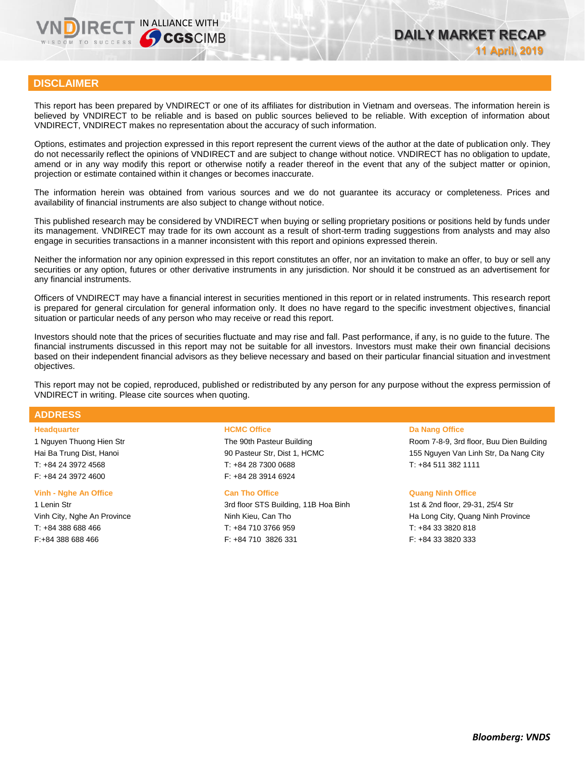## DISCLAIMER

This report has been prepared by VNDIRECT or one of its affiliates for distribution in Vietnam and overseas. The information herein is believed by VNDIRECT to be reliable and is based on public sources believed to be reliable. With exception of information about VNDIRECT, VNDIRECT makes no representation about the accuracy of such information.

Options, estimates and projection expressed in this report represent the current views of the author at the date of publication only. They do not necessarily reflect the opinions of VNDIRECT and are subject to change without notice. VNDIRECT has no obligation to update, amend or in any way modify this report or otherwise notify a reader thereof in the event that any of the subject matter or opinion, projection or estimate contained within it changes or becomes inaccurate.

The information herein was obtained from various sources and we do not guarantee its accuracy or completeness. Prices and availability of financial instruments are also subject to change without notice.

This published research may be considered by VNDIRECT when buying or selling proprietary positions or positions held by funds under its management. VNDIRECT may trade for its own account as a result of short-term trading suggestions from analysts and may also engage in securities transactions in a manner inconsistent with this report and opinions expressed therein.

Neither the information nor any opinion expressed in this report constitutes an offer, nor an invitation to make an offer, to buy or sell any securities or any option, futures or other derivative instruments in any jurisdiction. Nor should it be construed as an advertisement for any financial instruments.

Officers of VNDIRECT may have a financial interest in securities mentioned in this report or in related instruments. This research report is prepared for general circulation for general information only. It does no have regard to the specific investment objectives, financial situation or particular needs of any person who may receive or read this report.

Investors should note that the prices of securities fluctuate and may rise and fall. Past performance, if any, is no guide to the future. The financial instruments discussed in this report may not be suitable for all investors. Investors must make their own financial decisions based on their independent financial advisors as they believe necessary and based on their particular financial situation and investment objectives.

This report may not be copied, reproduced, published or redistributed by any person for any purpose without the express permission of VNDIRECT in writing. Please cite sources when quoting.

## ADDRESS

**Headquarter**
1 Nguyen Thuong Hien Str
Hai Ba Trung Dist, Hanoi
T: +84 24 3972 4568
F: +84 24 3972 4600

**HCMC Office**
The 90th Pasteur Building
90 Pasteur Str, Dist 1, HCMC
T: +84 28 7300 0688
F: +84 28 3914 6924

**Da Nang Office**
Room 7-8-9, 3rd floor, Buu Dien Building
155 Nguyen Van Linh Str, Da Nang City
T: +84 511 382 1111

**Vinh - Nghe An Office**
1 Lenin Str
Vinh City, Nghe An Province
T: +84 388 688 466
F:+84 388 688 466

**Can Tho Office**
3rd floor STS Building, 11B Hoa Binh
Ninh Kieu, Can Tho
T: +84 710 3766 959
F: +84 710 3826 331

**Quang Ninh Office**
1st & 2nd floor, 29-31, 25/4 Str
Ha Long City, Quang Ninh Province
T: +84 33 3820 818
F: +84 33 3820 333

***Bloomberg: VNDS***